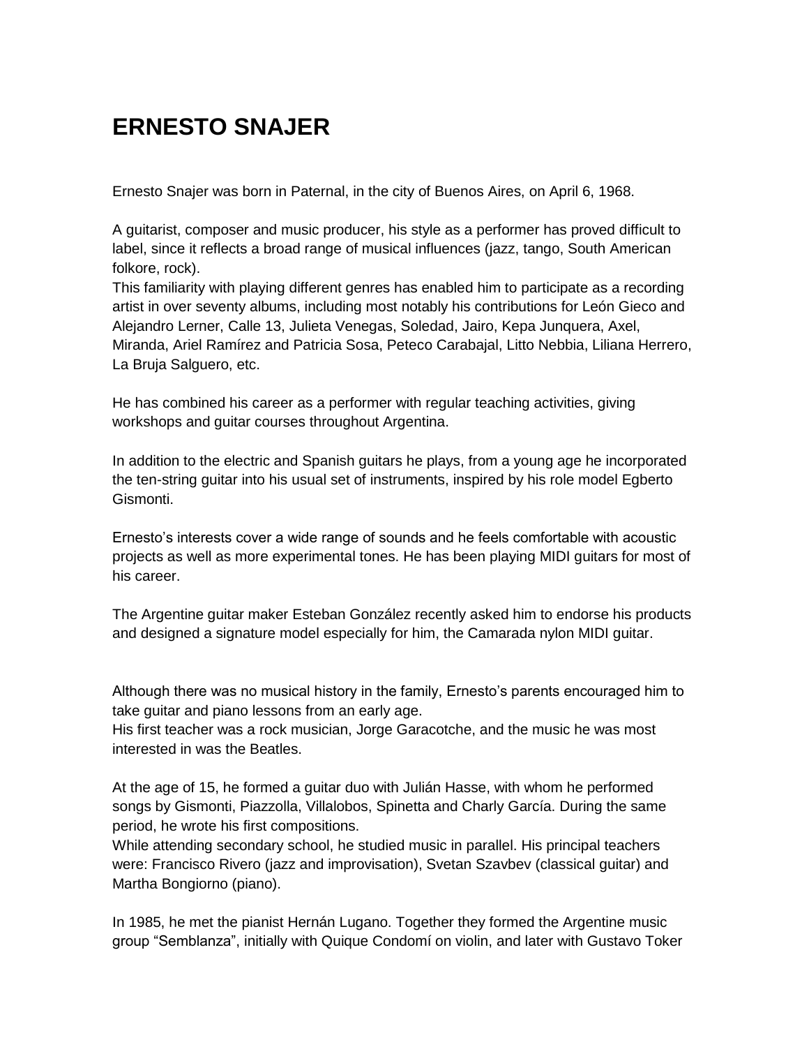# ERNESTO SNAJER

Ernesto Snajer was born in Paternal, in the city of Buenos Aires, on April 6, 1968.

A guitarist, composer and music producer, his style as a performer has proved difficult to label, since it reflects a broad range of musical influences (jazz, tango, South American folkore, rock).

This familiarity with playing different genres has enabled him to participate as a recording artist in over seventy albums, including most notably his contributions for León Gieco and Alejandro Lerner, Calle 13, Julieta Venegas, Soledad, Jairo, Kepa Junquera, Axel, Miranda, Ariel Ramírez and Patricia Sosa, Peteco Carabajal, Litto Nebbia, Liliana Herrero, La Bruja Salguero, etc.

He has combined his career as a performer with regular teaching activities, giving workshops and guitar courses throughout Argentina.

In addition to the electric and Spanish guitars he plays, from a young age he incorporated the ten-string guitar into his usual set of instruments, inspired by his role model Egberto Gismonti.

Ernesto's interests cover a wide range of sounds and he feels comfortable with acoustic projects as well as more experimental tones. He has been playing MIDI guitars for most of his career.

The Argentine guitar maker Esteban González recently asked him to endorse his products and designed a signature model especially for him, the Camarada nylon MIDI guitar.

Although there was no musical history in the family, Ernesto's parents encouraged him to take guitar and piano lessons from an early age.

His first teacher was a rock musician, Jorge Garacotche, and the music he was most interested in was the Beatles.

At the age of 15, he formed a guitar duo with Julián Hasse, with whom he performed songs by Gismonti, Piazzolla, Villalobos, Spinetta and Charly García. During the same period, he wrote his first compositions.

While attending secondary school, he studied music in parallel. His principal teachers were: Francisco Rivero (jazz and improvisation), Svetan Szavbev (classical guitar) and Martha Bongiorno (piano).

In 1985, he met the pianist Hernán Lugano. Together they formed the Argentine music group "Semblanza", initially with Quique Condomí on violin, and later with Gustavo Toker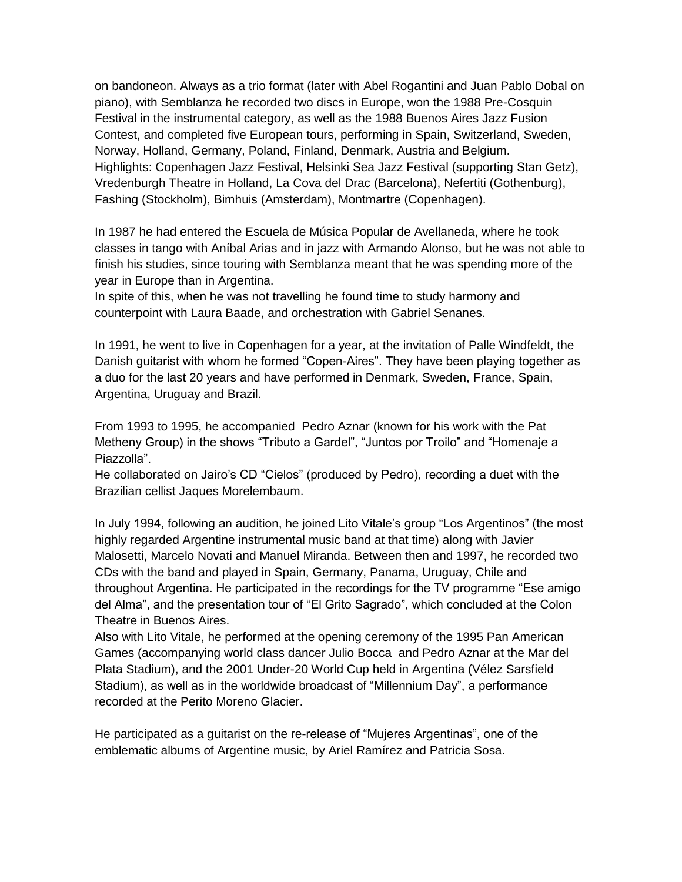on bandoneon. Always as a trio format (later with Abel Rogantini and Juan Pablo Dobal on piano), with Semblanza he recorded two discs in Europe, won the 1988 Pre-Cosquin Festival in the instrumental category, as well as the 1988 Buenos Aires Jazz Fusion Contest, and completed five European tours, performing in Spain, Switzerland, Sweden, Norway, Holland, Germany, Poland, Finland, Denmark, Austria and Belgium.
Highlights: Copenhagen Jazz Festival, Helsinki Sea Jazz Festival (supporting Stan Getz), Vredenburgh Theatre in Holland, La Cova del Drac (Barcelona), Nefertiti (Gothenburg), Fashing (Stockholm), Bimhuis (Amsterdam), Montmartre (Copenhagen).

In 1987 he had entered the Escuela de Música Popular de Avellaneda, where he took classes in tango with Aníbal Arias and in jazz with Armando Alonso, but he was not able to finish his studies, since touring with Semblanza meant that he was spending more of the year in Europe than in Argentina.
In spite of this, when he was not travelling he found time to study harmony and counterpoint with Laura Baade, and orchestration with Gabriel Senanes.

In 1991, he went to live in Copenhagen for a year, at the invitation of Palle Windfeldt, the Danish guitarist with whom he formed "Copen-Aires". They have been playing together as a duo for the last 20 years and have performed in Denmark, Sweden, France, Spain, Argentina, Uruguay and Brazil.

From 1993 to 1995, he accompanied Pedro Aznar (known for his work with the Pat Metheny Group) in the shows "Tributo a Gardel", "Juntos por Troilo" and "Homenaje a Piazzolla".
He collaborated on Jairo's CD "Cielos" (produced by Pedro), recording a duet with the Brazilian cellist Jaques Morelembaum.

In July 1994, following an audition, he joined Lito Vitale's group "Los Argentinos" (the most highly regarded Argentine instrumental music band at that time) along with Javier Malosetti, Marcelo Novati and Manuel Miranda. Between then and 1997, he recorded two CDs with the band and played in Spain, Germany, Panama, Uruguay, Chile and throughout Argentina. He participated in the recordings for the TV programme "Ese amigo del Alma", and the presentation tour of "El Grito Sagrado", which concluded at the Colon Theatre in Buenos Aires.
Also with Lito Vitale, he performed at the opening ceremony of the 1995 Pan American Games (accompanying world class dancer Julio Bocca and Pedro Aznar at the Mar del Plata Stadium), and the 2001 Under-20 World Cup held in Argentina (Vélez Sarsfield Stadium), as well as in the worldwide broadcast of "Millennium Day", a performance recorded at the Perito Moreno Glacier.

He participated as a guitarist on the re-release of "Mujeres Argentinas", one of the emblematic albums of Argentine music, by Ariel Ramírez and Patricia Sosa.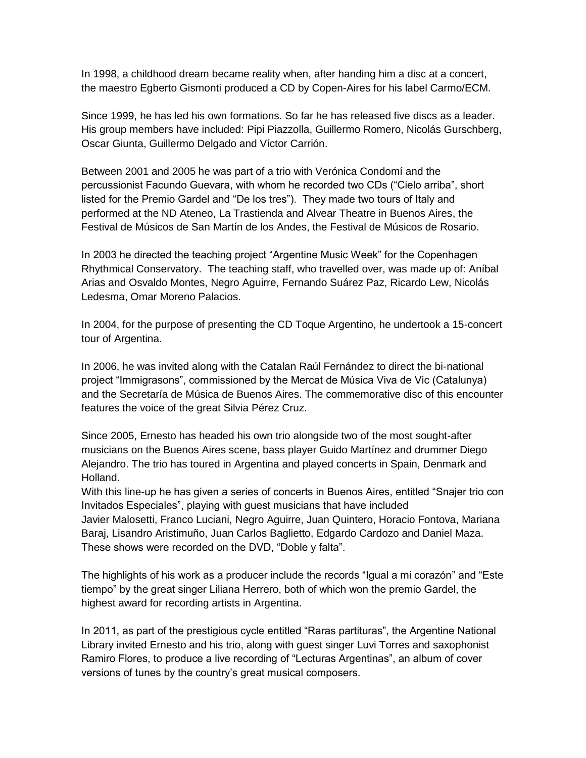In 1998, a childhood dream became reality when, after handing him a disc at a concert, the maestro Egberto Gismonti produced a CD by Copen-Aires for his label Carmo/ECM.

Since 1999, he has led his own formations. So far he has released five discs as a leader. His group members have included: Pipi Piazzolla, Guillermo Romero, Nicolás Gurschberg, Oscar Giunta, Guillermo Delgado and Víctor Carrión.

Between 2001 and 2005 he was part of a trio with Verónica Condomí and the percussionist Facundo Guevara, with whom he recorded two CDs ("Cielo arriba", short listed for the Premio Gardel and "De los tres"). They made two tours of Italy and performed at the ND Ateneo, La Trastienda and Alvear Theatre in Buenos Aires, the Festival de Músicos de San Martín de los Andes, the Festival de Músicos de Rosario.

In 2003 he directed the teaching project "Argentine Music Week" for the Copenhagen Rhythmical Conservatory. The teaching staff, who travelled over, was made up of: Aníbal Arias and Osvaldo Montes, Negro Aguirre, Fernando Suárez Paz, Ricardo Lew, Nicolás Ledesma, Omar Moreno Palacios.

In 2004, for the purpose of presenting the CD Toque Argentino, he undertook a 15-concert tour of Argentina.

In 2006, he was invited along with the Catalan Raúl Fernández to direct the bi-national project "Immigrasons", commissioned by the Mercat de Música Viva de Vic (Catalunya) and the Secretaría de Música de Buenos Aires. The commemorative disc of this encounter features the voice of the great Silvia Pérez Cruz.

Since 2005, Ernesto has headed his own trio alongside two of the most sought-after musicians on the Buenos Aires scene, bass player Guido Martínez and drummer Diego Alejandro. The trio has toured in Argentina and played concerts in Spain, Denmark and Holland.
With this line-up he has given a series of concerts in Buenos Aires, entitled "Snajer trio con Invitados Especiales", playing with guest musicians that have included Javier Malosetti, Franco Luciani, Negro Aguirre, Juan Quintero, Horacio Fontova, Mariana Baraj, Lisandro Aristimuño, Juan Carlos Baglietto, Edgardo Cardozo and Daniel Maza. These shows were recorded on the DVD, "Doble y falta".

The highlights of his work as a producer include the records "Igual a mi corazón" and "Este tiempo" by the great singer Liliana Herrero, both of which won the premio Gardel, the highest award for recording artists in Argentina.

In 2011, as part of the prestigious cycle entitled "Raras partituras", the Argentine National Library invited Ernesto and his trio, along with guest singer Luvi Torres and saxophonist Ramiro Flores, to produce a live recording of "Lecturas Argentinas", an album of cover versions of tunes by the country's great musical composers.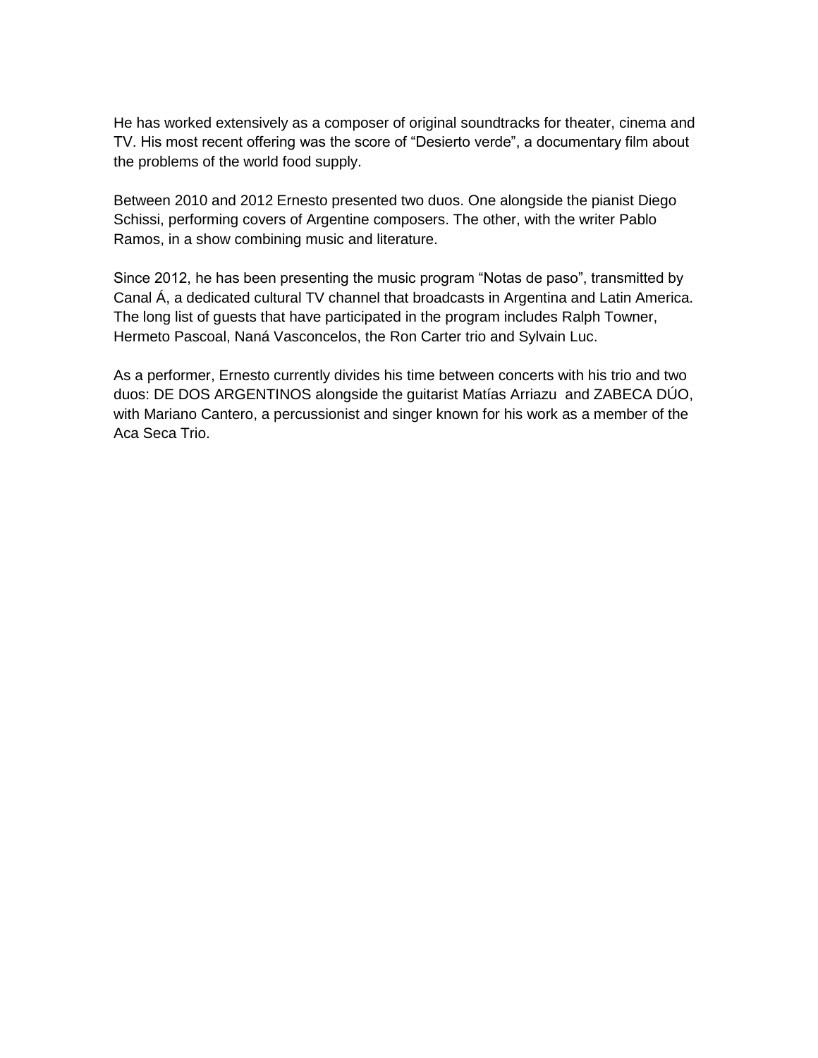He has worked extensively as a composer of original soundtracks for theater, cinema and TV. His most recent offering was the score of “Desierto verde”, a documentary film about the problems of the world food supply.

Between 2010 and 2012 Ernesto presented two duos. One alongside the pianist Diego Schissi, performing covers of Argentine composers. The other, with the writer Pablo Ramos, in a show combining music and literature.

Since 2012, he has been presenting the music program “Notas de paso”, transmitted by Canal Á, a dedicated cultural TV channel that broadcasts in Argentina and Latin America. The long list of guests that have participated in the program includes Ralph Towner, Hermeto Pascoal, Naná Vasconcelos, the Ron Carter trio and Sylvain Luc.

As a performer, Ernesto currently divides his time between concerts with his trio and two duos: DE DOS ARGENTINOS alongside the guitarist Matías Arriazu and ZABECA DÚO, with Mariano Cantero, a percussionist and singer known for his work as a member of the Aca Seca Trio.